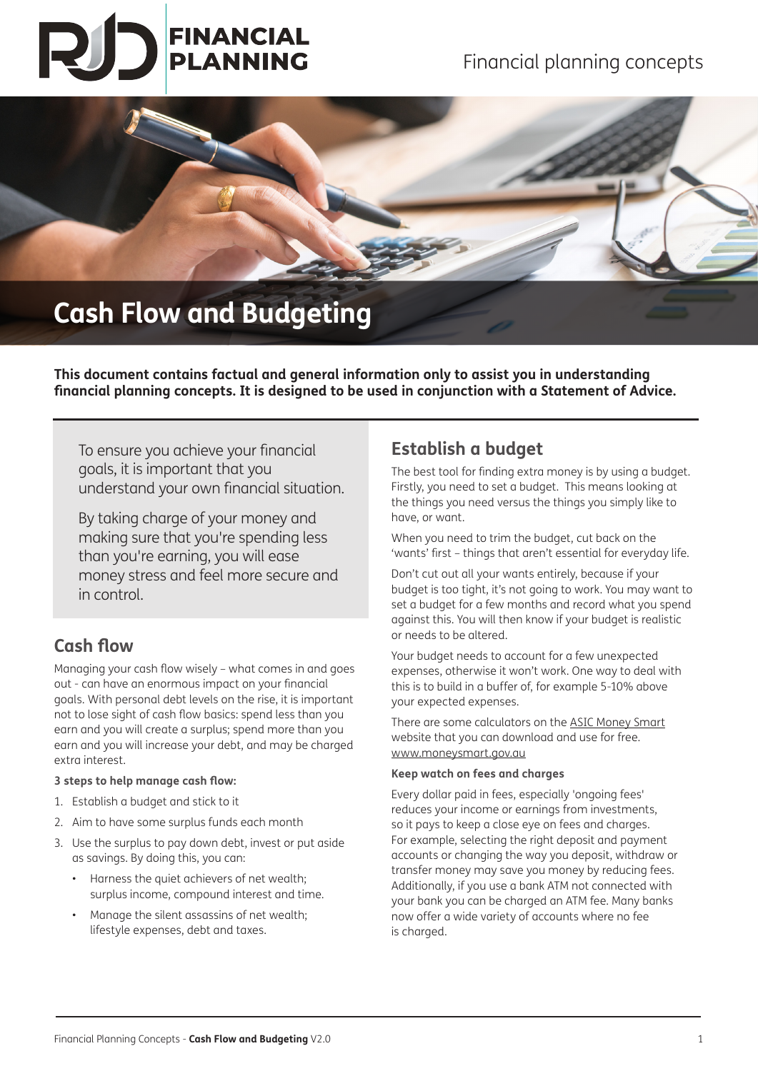# Cash Flow and Budgeting

**This document contains factual and general information only to assist you in understanding financial planning concepts. It is designed to be used in conjunction with a Statement of Advice.**

To ensure you achieve your financial goals, it is important that you understand your own financial situation.

By taking charge of your money and making sure that you're spending less than you're earning, you will ease money stress and feel more secure and in control.

## Cash flow

Managing your cash flow wisely – what comes in and goes out - can have an enormous impact on your financial goals. With personal debt levels on the rise, it is important not to lose sight of cash flow basics: spend less than you earn and you will create a surplus; spend more than you earn and you will increase your debt, and may be charged extra interest.

**3 steps to help manage cash flow:**

1. Establish a budget and stick to it
2. Aim to have some surplus funds each month
3. Use the surplus to pay down debt, invest or put aside as savings. By doing this, you can:
   - Harness the quiet achievers of net wealth; surplus income, compound interest and time.
   - Manage the silent assassins of net wealth; lifestyle expenses, debt and taxes.

## Establish a budget

The best tool for finding extra money is by using a budget. Firstly, you need to set a budget. This means looking at the things you need versus the things you simply like to have, or want.

When you need to trim the budget, cut back on the 'wants' first – things that aren't essential for everyday life.

Don't cut out all your wants entirely, because if your budget is too tight, it's not going to work. You may want to set a budget for a few months and record what you spend against this. You will then know if your budget is realistic or needs to be altered.

Your budget needs to account for a few unexpected expenses, otherwise it won't work. One way to deal with this is to build in a buffer of, for example 5-10% above your expected expenses.

There are some calculators on the ASIC Money Smart website that you can download and use for free. www.moneysmart.gov.au

**Keep watch on fees and charges**

Every dollar paid in fees, especially 'ongoing fees' reduces your income or earnings from investments, so it pays to keep a close eye on fees and charges. For example, selecting the right deposit and payment accounts or changing the way you deposit, withdraw or transfer money may save you money by reducing fees. Additionally, if you use a bank ATM not connected with your bank you can be charged an ATM fee. Many banks now offer a wide variety of accounts where no fee is charged.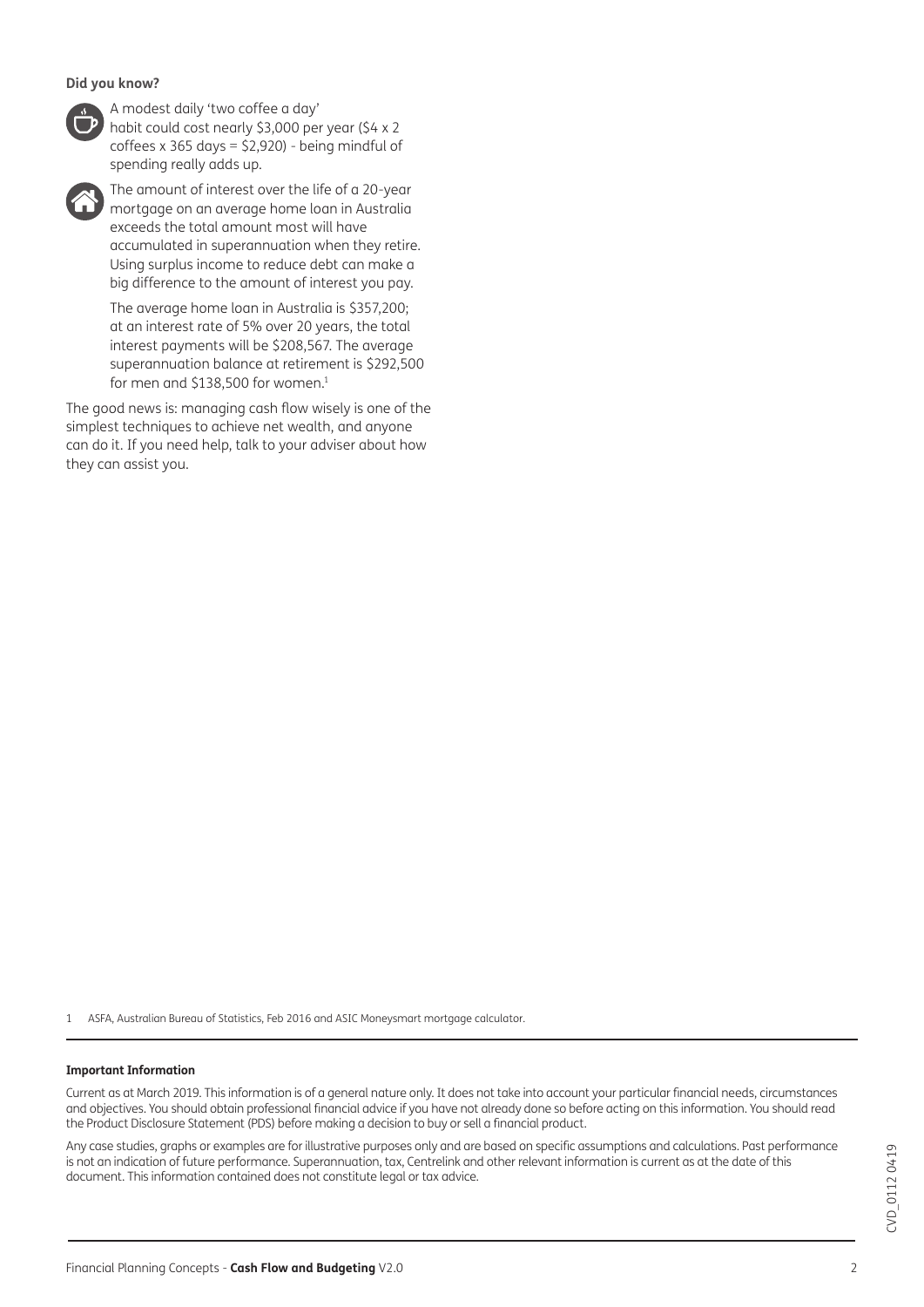**Did you know?**

A modest daily 'two coffee a day' habit could cost nearly $3,000 per year ($4 x 2 coffees x 365 days = $2,920) - being mindful of spending really adds up.

The amount of interest over the life of a 20-year mortgage on an average home loan in Australia exceeds the total amount most will have accumulated in superannuation when they retire. Using surplus income to reduce debt can make a big difference to the amount of interest you pay.

The average home loan in Australia is $357,200; at an interest rate of 5% over 20 years, the total interest payments will be $208,567. The average superannuation balance at retirement is $292,500 for men and $138,500 for women.[1]

The good news is: managing cash flow wisely is one of the simplest techniques to achieve net wealth, and anyone can do it. If you need help, talk to your adviser about how they can assist you.

1 ASFA, Australian Bureau of Statistics, Feb 2016 and ASIC Moneysmart mortgage calculator.

**Important Information**

Current as at March 2019. This information is of a general nature only. It does not take into account your particular financial needs, circumstances and objectives. You should obtain professional financial advice if you have not already done so before acting on this information. You should read the Product Disclosure Statement (PDS) before making a decision to buy or sell a financial product.

Any case studies, graphs or examples are for illustrative purposes only and are based on specific assumptions and calculations. Past performance is not an indication of future performance. Superannuation, tax, Centrelink and other relevant information is current as at the date of this document. This information contained does not constitute legal or tax advice.

CVD_0112 0419